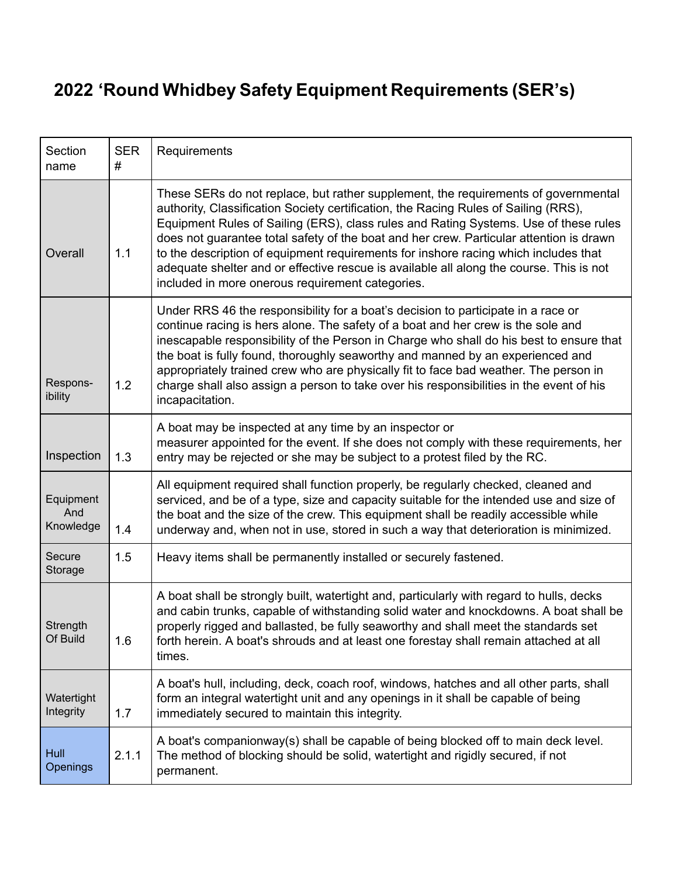# 2022 'Round Whidbey Safety Equipment Requirements (SER's)

| Section name | SER # | Requirements |
|---|---|---|
| Overall | 1.1 | These SERs do not replace, but rather supplement, the requirements of governmental authority, Classification Society certification, the Racing Rules of Sailing (RRS), Equipment Rules of Sailing (ERS), class rules and Rating Systems. Use of these rules does not guarantee total safety of the boat and her crew. Particular attention is drawn to the description of equipment requirements for inshore racing which includes that adequate shelter and or effective rescue is available all along the course. This is not included in more onerous requirement categories. |
| Respons-ibility | 1.2 | Under RRS 46 the responsibility for a boat's decision to participate in a race or continue racing is hers alone. The safety of a boat and her crew is the sole and inescapable responsibility of the Person in Charge who shall do his best to ensure that the boat is fully found, thoroughly seaworthy and manned by an experienced and appropriately trained crew who are physically fit to face bad weather. The person in charge shall also assign a person to take over his responsibilities in the event of his incapacitation. |
| Inspection | 1.3 | A boat may be inspected at any time by an inspector or measurer appointed for the event. If she does not comply with these requirements, her entry may be rejected or she may be subject to a protest filed by the RC. |
| Equipment And Knowledge | 1.4 | All equipment required shall function properly, be regularly checked, cleaned and serviced, and be of a type, size and capacity suitable for the intended use and size of the boat and the size of the crew. This equipment shall be readily accessible while underway and, when not in use, stored in such a way that deterioration is minimized. |
| Secure Storage | 1.5 | Heavy items shall be permanently installed or securely fastened. |
| Strength Of Build | 1.6 | A boat shall be strongly built, watertight and, particularly with regard to hulls, decks and cabin trunks, capable of withstanding solid water and knockdowns. A boat shall be properly rigged and ballasted, be fully seaworthy and shall meet the standards set forth herein. A boat's shrouds and at least one forestay shall remain attached at all times. |
| Watertight Integrity | 1.7 | A boat's hull, including, deck, coach roof, windows, hatches and all other parts, shall form an integral watertight unit and any openings in it shall be capable of being immediately secured to maintain this integrity. |
| Hull Openings | 2.1.1 | A boat's companionway(s) shall be capable of being blocked off to main deck level. The method of blocking should be solid, watertight and rigidly secured, if not permanent. |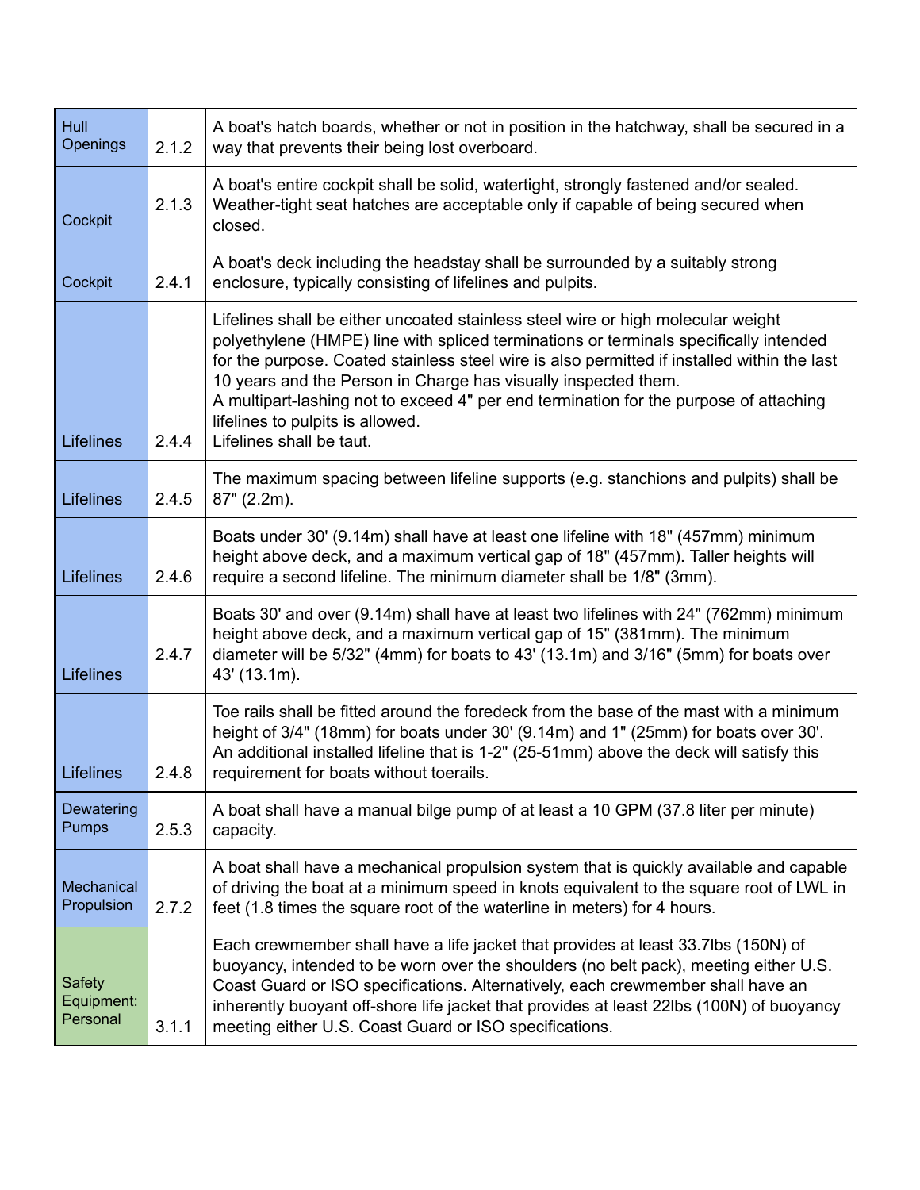| | | |
|---|---|---|
| Hull Openings | 2.1.2 | A boat's hatch boards, whether or not in position in the hatchway, shall be secured in a way that prevents their being lost overboard. |
| Cockpit | 2.1.3 | A boat's entire cockpit shall be solid, watertight, strongly fastened and/or sealed. Weather-tight seat hatches are acceptable only if capable of being secured when closed. |
| Cockpit | 2.4.1 | A boat's deck including the headstay shall be surrounded by a suitably strong enclosure, typically consisting of lifelines and pulpits. |
| Lifelines | 2.4.4 | Lifelines shall be either uncoated stainless steel wire or high molecular weight polyethylene (HMPE) line with spliced terminations or terminals specifically intended for the purpose. Coated stainless steel wire is also permitted if installed within the last 10 years and the Person in Charge has visually inspected them.<br>A multipart-lashing not to exceed 4" per end termination for the purpose of attaching lifelines to pulpits is allowed.<br>Lifelines shall be taut. |
| Lifelines | 2.4.5 | The maximum spacing between lifeline supports (e.g. stanchions and pulpits) shall be 87" (2.2m). |
| Lifelines | 2.4.6 | Boats under 30' (9.14m) shall have at least one lifeline with 18" (457mm) minimum height above deck, and a maximum vertical gap of 18" (457mm). Taller heights will require a second lifeline. The minimum diameter shall be 1/8" (3mm). |
| Lifelines | 2.4.7 | Boats 30' and over (9.14m) shall have at least two lifelines with 24" (762mm) minimum height above deck, and a maximum vertical gap of 15" (381mm). The minimum diameter will be 5/32" (4mm) for boats to 43' (13.1m) and 3/16" (5mm) for boats over 43' (13.1m). |
| Lifelines | 2.4.8 | Toe rails shall be fitted around the foredeck from the base of the mast with a minimum height of 3/4" (18mm) for boats under 30' (9.14m) and 1" (25mm) for boats over 30'. An additional installed lifeline that is 1-2" (25-51mm) above the deck will satisfy this requirement for boats without toerails. |
| Dewatering Pumps | 2.5.3 | A boat shall have a manual bilge pump of at least a 10 GPM (37.8 liter per minute) capacity. |
| Mechanical Propulsion | 2.7.2 | A boat shall have a mechanical propulsion system that is quickly available and capable of driving the boat at a minimum speed in knots equivalent to the square root of LWL in feet (1.8 times the square root of the waterline in meters) for 4 hours. |
| Safety Equipment: Personal | 3.1.1 | Each crewmember shall have a life jacket that provides at least 33.7lbs (150N) of buoyancy, intended to be worn over the shoulders (no belt pack), meeting either U.S. Coast Guard or ISO specifications. Alternatively, each crewmember shall have an inherently buoyant off-shore life jacket that provides at least 22lbs (100N) of buoyancy meeting either U.S. Coast Guard or ISO specifications. |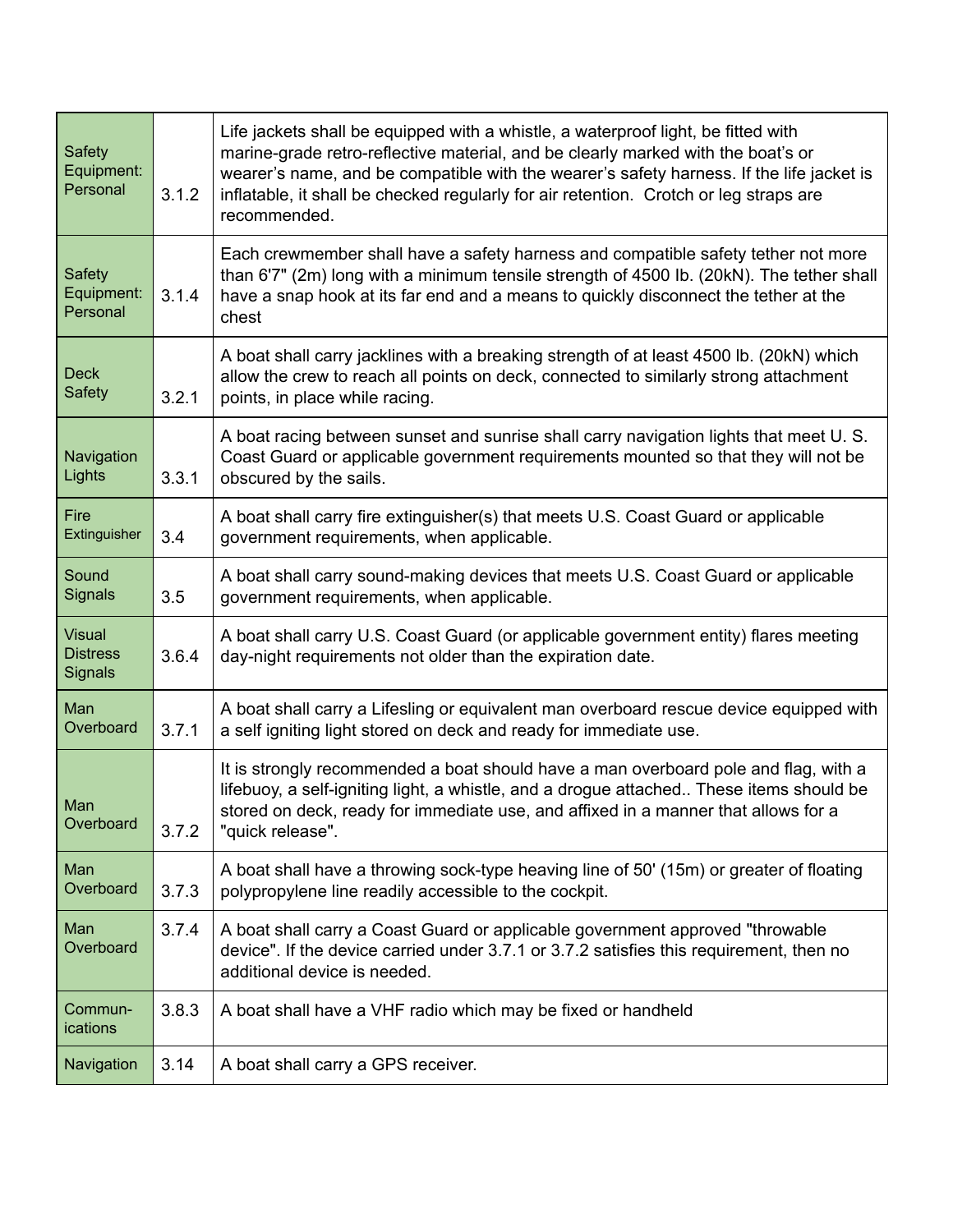| | | |
|---|---|---|
| Safety Equipment: Personal | 3.1.2 | Life jackets shall be equipped with a whistle, a waterproof light, be fitted with marine-grade retro-reflective material, and be clearly marked with the boat's or wearer's name, and be compatible with the wearer's safety harness. If the life jacket is inflatable, it shall be checked regularly for air retention. Crotch or leg straps are recommended. |
| Safety Equipment: Personal | 3.1.4 | Each crewmember shall have a safety harness and compatible safety tether not more than 6'7" (2m) long with a minimum tensile strength of 4500 Ib. (20kN). The tether shall have a snap hook at its far end and a means to quickly disconnect the tether at the chest |
| Deck Safety | 3.2.1 | A boat shall carry jacklines with a breaking strength of at least 4500 lb. (20kN) which allow the crew to reach all points on deck, connected to similarly strong attachment points, in place while racing. |
| Navigation Lights | 3.3.1 | A boat racing between sunset and sunrise shall carry navigation lights that meet U. S. Coast Guard or applicable government requirements mounted so that they will not be obscured by the sails. |
| Fire Extinguisher | 3.4 | A boat shall carry fire extinguisher(s) that meets U.S. Coast Guard or applicable government requirements, when applicable. |
| Sound Signals | 3.5 | A boat shall carry sound-making devices that meets U.S. Coast Guard or applicable government requirements, when applicable. |
| Visual Distress Signals | 3.6.4 | A boat shall carry U.S. Coast Guard (or applicable government entity) flares meeting day-night requirements not older than the expiration date. |
| Man Overboard | 3.7.1 | A boat shall carry a Lifesling or equivalent man overboard rescue device equipped with a self igniting light stored on deck and ready for immediate use. |
| Man Overboard | 3.7.2 | It is strongly recommended a boat should have a man overboard pole and flag, with a lifebuoy, a self-igniting light, a whistle, and a drogue attached.. These items should be stored on deck, ready for immediate use, and affixed in a manner that allows for a "quick release". |
| Man Overboard | 3.7.3 | A boat shall have a throwing sock-type heaving line of 50' (15m) or greater of floating polypropylene line readily accessible to the cockpit. |
| Man Overboard | 3.7.4 | A boat shall carry a Coast Guard or applicable government approved "throwable device". If the device carried under 3.7.1 or 3.7.2 satisfies this requirement, then no additional device is needed. |
| Commun-ications | 3.8.3 | A boat shall have a VHF radio which may be fixed or handheld |
| Navigation | 3.14 | A boat shall carry a GPS receiver. |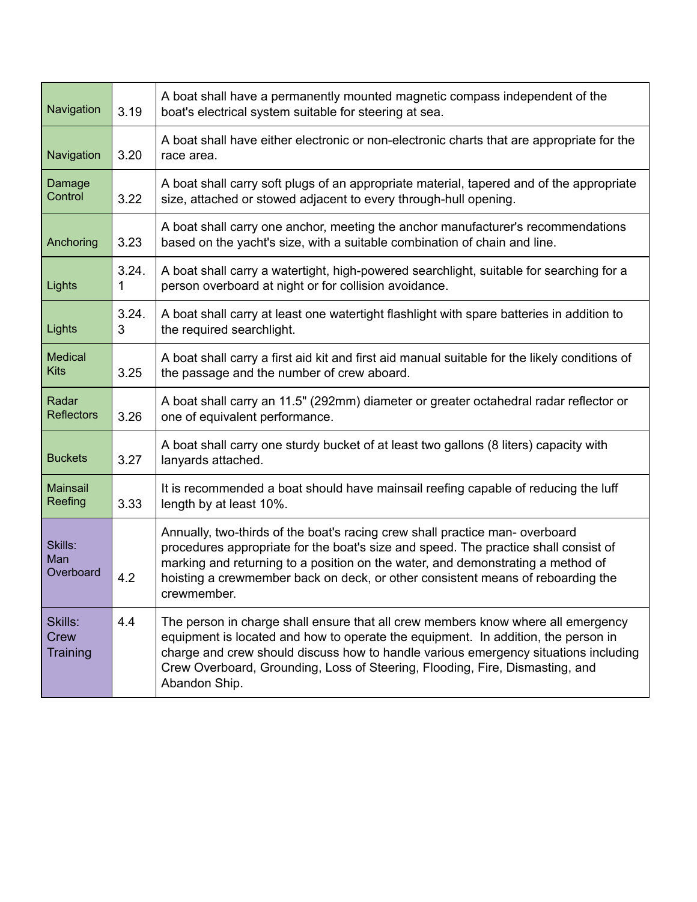| | | |
|---|---|---|
| Navigation | 3.19 | A boat shall have a permanently mounted magnetic compass independent of the boat's electrical system suitable for steering at sea. |
| Navigation | 3.20 | A boat shall have either electronic or non-electronic charts that are appropriate for the race area. |
| Damage Control | 3.22 | A boat shall carry soft plugs of an appropriate material, tapered and of the appropriate size, attached or stowed adjacent to every through-hull opening. |
| Anchoring | 3.23 | A boat shall carry one anchor, meeting the anchor manufacturer's recommendations based on the yacht's size, with a suitable combination of chain and line. |
| Lights | 3.24.1 | A boat shall carry a watertight, high-powered searchlight, suitable for searching for a person overboard at night or for collision avoidance. |
| Lights | 3.24.3 | A boat shall carry at least one watertight flashlight with spare batteries in addition to the required searchlight. |
| Medical Kits | 3.25 | A boat shall carry a first aid kit and first aid manual suitable for the likely conditions of the passage and the number of crew aboard. |
| Radar Reflectors | 3.26 | A boat shall carry an 11.5" (292mm) diameter or greater octahedral radar reflector or one of equivalent performance. |
| Buckets | 3.27 | A boat shall carry one sturdy bucket of at least two gallons (8 liters) capacity with lanyards attached. |
| Mainsail Reefing | 3.33 | It is recommended a boat should have mainsail reefing capable of reducing the luff length by at least 10%. |
| Skills: Man Overboard | 4.2 | Annually, two-thirds of the boat's racing crew shall practice man- overboard procedures appropriate for the boat's size and speed. The practice shall consist of marking and returning to a position on the water, and demonstrating a method of hoisting a crewmember back on deck, or other consistent means of reboarding the crewmember. |
| Skills: Crew Training | 4.4 | The person in charge shall ensure that all crew members know where all emergency equipment is located and how to operate the equipment. In addition, the person in charge and crew should discuss how to handle various emergency situations including Crew Overboard, Grounding, Loss of Steering, Flooding, Fire, Dismasting, and Abandon Ship. |